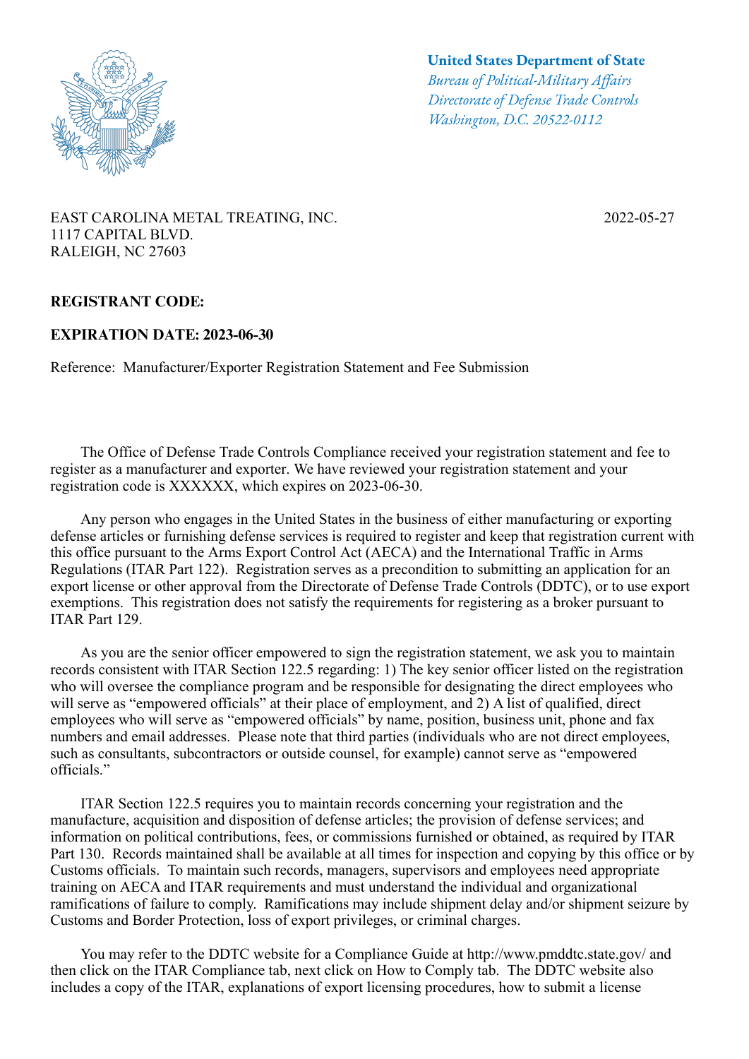**United States Department of State**
*Bureau of Political-Military Affairs*
*Directorate of Defense Trade Controls*
*Washington, D.C. 20522-0112*

EAST CAROLINA METAL TREATING, INC.
1117 CAPITAL BLVD.
RALEIGH, NC 27603

2022-05-27

**REGISTRANT CODE:**

**EXPIRATION DATE: 2023-06-30**

Reference: Manufacturer/Exporter Registration Statement and Fee Submission

The Office of Defense Trade Controls Compliance received your registration statement and fee to register as a manufacturer and exporter. We have reviewed your registration statement and your registration code is XXXXXX, which expires on 2023-06-30.

Any person who engages in the United States in the business of either manufacturing or exporting defense articles or furnishing defense services is required to register and keep that registration current with this office pursuant to the Arms Export Control Act (AECA) and the International Traffic in Arms Regulations (ITAR Part 122). Registration serves as a precondition to submitting an application for an export license or other approval from the Directorate of Defense Trade Controls (DDTC), or to use export exemptions. This registration does not satisfy the requirements for registering as a broker pursuant to ITAR Part 129.

As you are the senior officer empowered to sign the registration statement, we ask you to maintain records consistent with ITAR Section 122.5 regarding: 1) The key senior officer listed on the registration who will oversee the compliance program and be responsible for designating the direct employees who will serve as "empowered officials" at their place of employment, and 2) A list of qualified, direct employees who will serve as "empowered officials" by name, position, business unit, phone and fax numbers and email addresses. Please note that third parties (individuals who are not direct employees, such as consultants, subcontractors or outside counsel, for example) cannot serve as "empowered officials."

ITAR Section 122.5 requires you to maintain records concerning your registration and the manufacture, acquisition and disposition of defense articles; the provision of defense services; and information on political contributions, fees, or commissions furnished or obtained, as required by ITAR Part 130. Records maintained shall be available at all times for inspection and copying by this office or by Customs officials. To maintain such records, managers, supervisors and employees need appropriate training on AECA and ITAR requirements and must understand the individual and organizational ramifications of failure to comply. Ramifications may include shipment delay and/or shipment seizure by Customs and Border Protection, loss of export privileges, or criminal charges.

You may refer to the DDTC website for a Compliance Guide at http://www.pmddtc.state.gov/ and then click on the ITAR Compliance tab, next click on How to Comply tab. The DDTC website also includes a copy of the ITAR, explanations of export licensing procedures, how to submit a license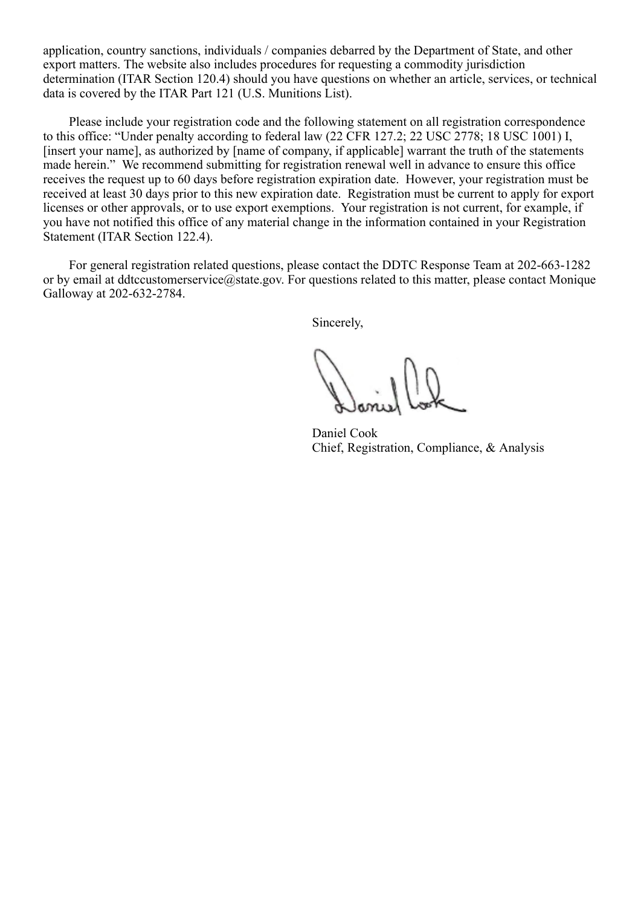application, country sanctions, individuals / companies debarred by the Department of State, and other export matters. The website also includes procedures for requesting a commodity jurisdiction determination (ITAR Section 120.4) should you have questions on whether an article, services, or technical data is covered by the ITAR Part 121 (U.S. Munitions List).

Please include your registration code and the following statement on all registration correspondence to this office: "Under penalty according to federal law (22 CFR 127.2; 22 USC 2778; 18 USC 1001) I, [insert your name], as authorized by [name of company, if applicable] warrant the truth of the statements made herein." We recommend submitting for registration renewal well in advance to ensure this office receives the request up to 60 days before registration expiration date. However, your registration must be received at least 30 days prior to this new expiration date. Registration must be current to apply for export licenses or other approvals, or to use export exemptions. Your registration is not current, for example, if you have not notified this office of any material change in the information contained in your Registration Statement (ITAR Section 122.4).

For general registration related questions, please contact the DDTC Response Team at 202-663-1282 or by email at ddtccustomerservice@state.gov. For questions related to this matter, please contact Monique Galloway at 202-632-2784.

Sincerely,

Daniel Cook
Chief, Registration, Compliance, & Analysis